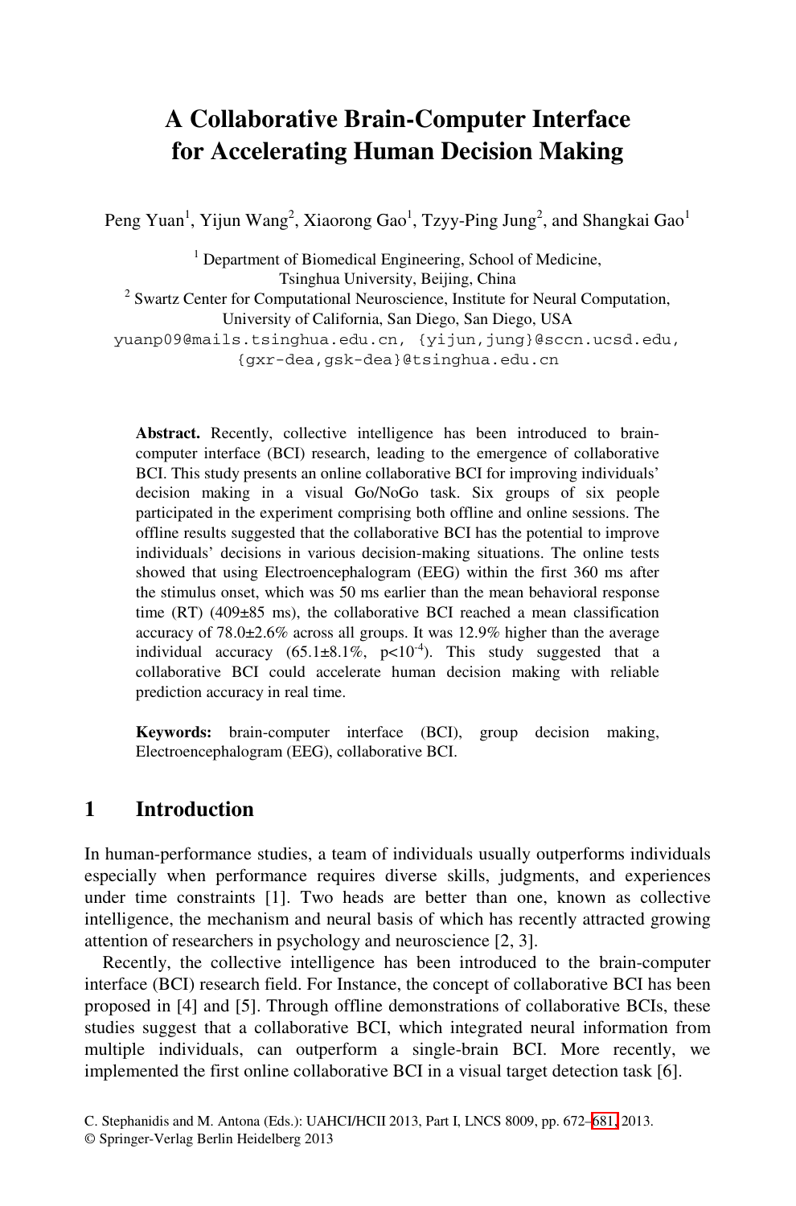# A Collaborative Brain-Computer Interface for Accelerating Human Decision Making

Peng Yuan[1], Yijun Wang[2], Xiaorong Gao[1], Tzyy-Ping Jung[2], and Shangkai Gao[1]

[1] Department of Biomedical Engineering, School of Medicine, Tsinghua University, Beijing, China

[2] Swartz Center for Computational Neuroscience, Institute for Neural Computation, University of California, San Diego, San Diego, USA

yuanp09@mails.tsinghua.edu.cn, {yijun,jung}@sccn.ucsd.edu, {gxr-dea,gsk-dea}@tsinghua.edu.cn

**Abstract.** Recently, collective intelligence has been introduced to brain-computer interface (BCI) research, leading to the emergence of collaborative BCI. This study presents an online collaborative BCI for improving individuals' decision making in a visual Go/NoGo task. Six groups of six people participated in the experiment comprising both offline and online sessions. The offline results suggested that the collaborative BCI has the potential to improve individuals' decisions in various decision-making situations. The online tests showed that using Electroencephalogram (EEG) within the first 360 ms after the stimulus onset, which was 50 ms earlier than the mean behavioral response time (RT) (409±85 ms), the collaborative BCI reached a mean classification accuracy of 78.0±2.6% across all groups. It was 12.9% higher than the average individual accuracy (65.1±8.1%, $p<10^{-4}$). This study suggested that a collaborative BCI could accelerate human decision making with reliable prediction accuracy in real time.

**Keywords:** brain-computer interface (BCI), group decision making, Electroencephalogram (EEG), collaborative BCI.

## 1 Introduction

In human-performance studies, a team of individuals usually outperforms individuals especially when performance requires diverse skills, judgments, and experiences under time constraints [1]. Two heads are better than one, known as collective intelligence, the mechanism and neural basis of which has recently attracted growing attention of researchers in psychology and neuroscience [2, 3].

Recently, the collective intelligence has been introduced to the brain-computer interface (BCI) research field. For Instance, the concept of collaborative BCI has been proposed in [4] and [5]. Through offline demonstrations of collaborative BCIs, these studies suggest that a collaborative BCI, which integrated neural information from multiple individuals, can outperform a single-brain BCI. More recently, we implemented the first online collaborative BCI in a visual target detection task [6].

C. Stephanidis and M. Antona (Eds.): UAHCI/HCII 2013, Part I, LNCS 8009, pp. 672–681, 2013.
© Springer-Verlag Berlin Heidelberg 2013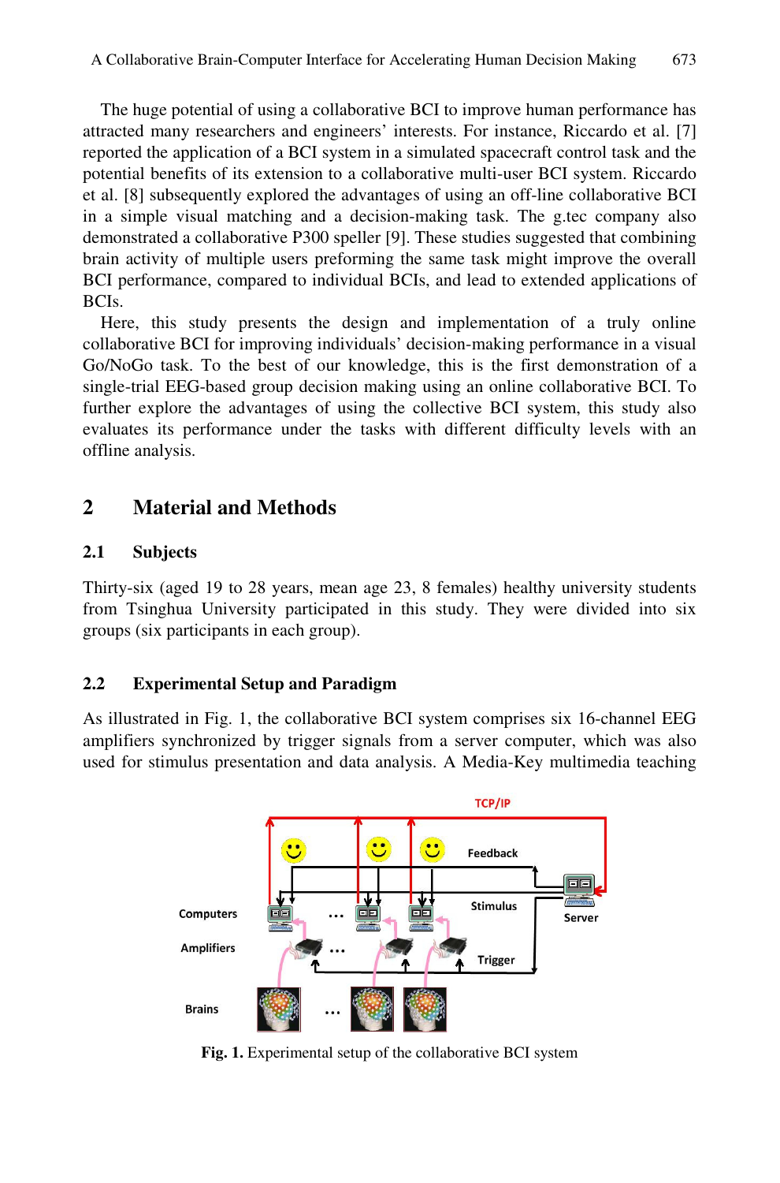The huge potential of using a collaborative BCI to improve human performance has attracted many researchers and engineers' interests. For instance, Riccardo et al. [7] reported the application of a BCI system in a simulated spacecraft control task and the potential benefits of its extension to a collaborative multi-user BCI system. Riccardo et al. [8] subsequently explored the advantages of using an off-line collaborative BCI in a simple visual matching and a decision-making task. The g.tec company also demonstrated a collaborative P300 speller [9]. These studies suggested that combining brain activity of multiple users preforming the same task might improve the overall BCI performance, compared to individual BCIs, and lead to extended applications of BCIs.

Here, this study presents the design and implementation of a truly online collaborative BCI for improving individuals' decision-making performance in a visual Go/NoGo task. To the best of our knowledge, this is the first demonstration of a single-trial EEG-based group decision making using an online collaborative BCI. To further explore the advantages of using the collective BCI system, this study also evaluates its performance under the tasks with different difficulty levels with an offline analysis.

## 2 Material and Methods

### 2.1 Subjects

Thirty-six (aged 19 to 28 years, mean age 23, 8 females) healthy university students from Tsinghua University participated in this study. They were divided into six groups (six participants in each group).

### 2.2 Experimental Setup and Paradigm

As illustrated in Fig. 1, the collaborative BCI system comprises six 16-channel EEG amplifiers synchronized by trigger signals from a server computer, which was also used for stimulus presentation and data analysis. A Media-Key multimedia teaching

**Fig. 1.** Experimental setup of the collaborative BCI system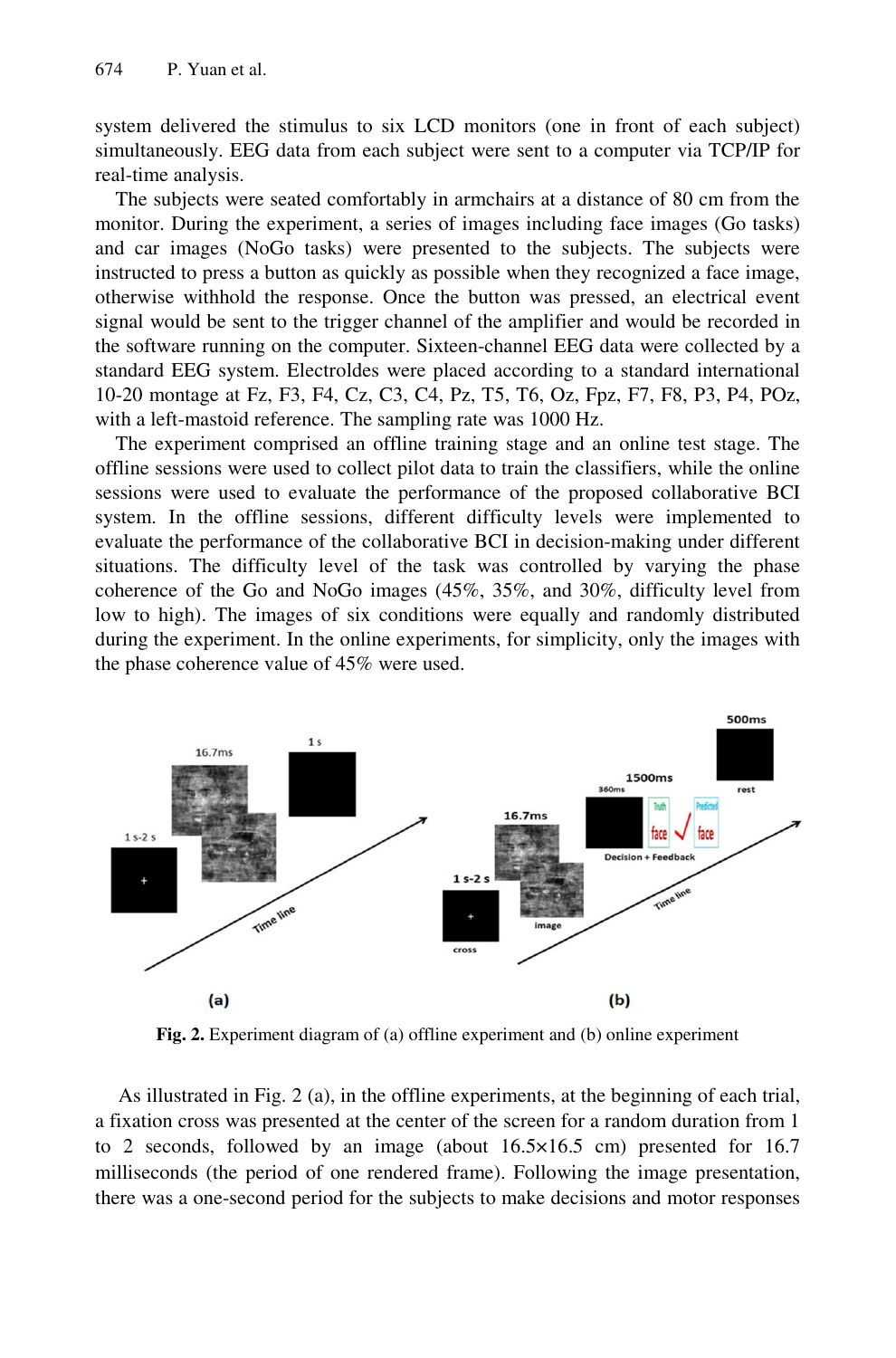system delivered the stimulus to six LCD monitors (one in front of each subject) simultaneously. EEG data from each subject were sent to a computer via TCP/IP for real-time analysis.

The subjects were seated comfortably in armchairs at a distance of 80 cm from the monitor. During the experiment, a series of images including face images (Go tasks) and car images (NoGo tasks) were presented to the subjects. The subjects were instructed to press a button as quickly as possible when they recognized a face image, otherwise withhold the response. Once the button was pressed, an electrical event signal would be sent to the trigger channel of the amplifier and would be recorded in the software running on the computer. Sixteen-channel EEG data were collected by a standard EEG system. Electroldes were placed according to a standard international 10-20 montage at Fz, F3, F4, Cz, C3, C4, Pz, T5, T6, Oz, Fpz, F7, F8, P3, P4, POz, with a left-mastoid reference. The sampling rate was 1000 Hz.

The experiment comprised an offline training stage and an online test stage. The offline sessions were used to collect pilot data to train the classifiers, while the online sessions were used to evaluate the performance of the proposed collaborative BCI system. In the offline sessions, different difficulty levels were implemented to evaluate the performance of the collaborative BCI in decision-making under different situations. The difficulty level of the task was controlled by varying the phase coherence of the Go and NoGo images (45%, 35%, and 30%, difficulty level from low to high). The images of six conditions were equally and randomly distributed during the experiment. In the online experiments, for simplicity, only the images with the phase coherence value of 45% were used.

**Fig. 2.** Experiment diagram of (a) offline experiment and (b) online experiment

As illustrated in Fig. 2 (a), in the offline experiments, at the beginning of each trial, a fixation cross was presented at the center of the screen for a random duration from 1 to 2 seconds, followed by an image (about 16.5×16.5 cm) presented for 16.7 milliseconds (the period of one rendered frame). Following the image presentation, there was a one-second period for the subjects to make decisions and motor responses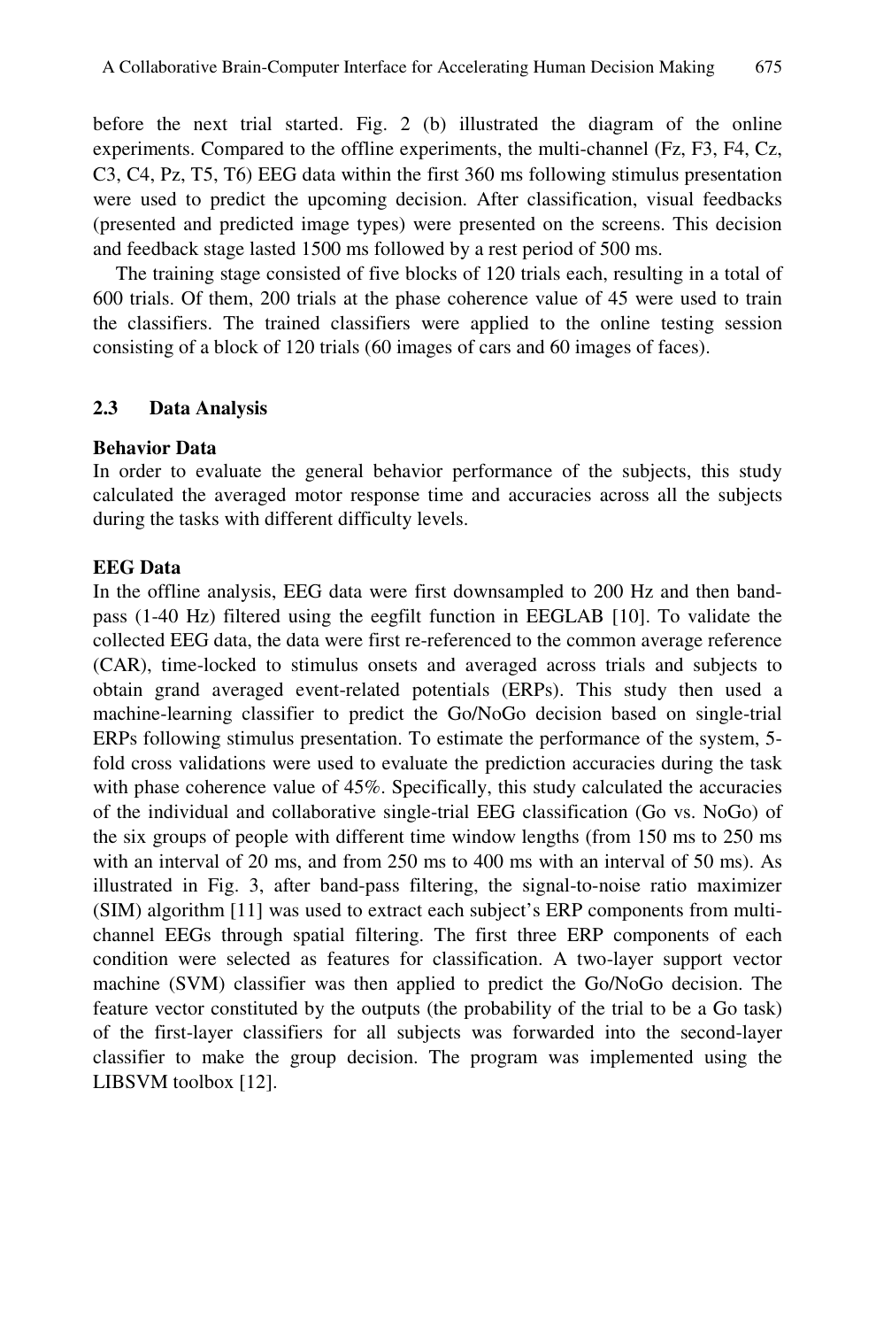before the next trial started. Fig. 2 (b) illustrated the diagram of the online experiments. Compared to the offline experiments, the multi-channel (Fz, F3, F4, Cz, C3, C4, Pz, T5, T6) EEG data within the first 360 ms following stimulus presentation were used to predict the upcoming decision. After classification, visual feedbacks (presented and predicted image types) were presented on the screens. This decision and feedback stage lasted 1500 ms followed by a rest period of 500 ms.

The training stage consisted of five blocks of 120 trials each, resulting in a total of 600 trials. Of them, 200 trials at the phase coherence value of 45 were used to train the classifiers. The trained classifiers were applied to the online testing session consisting of a block of 120 trials (60 images of cars and 60 images of faces).

### 2.3 Data Analysis

**Behavior Data**

In order to evaluate the general behavior performance of the subjects, this study calculated the averaged motor response time and accuracies across all the subjects during the tasks with different difficulty levels.

**EEG Data**

In the offline analysis, EEG data were first downsampled to 200 Hz and then band-pass (1-40 Hz) filtered using the eegfilt function in EEGLAB [10]. To validate the collected EEG data, the data were first re-referenced to the common average reference (CAR), time-locked to stimulus onsets and averaged across trials and subjects to obtain grand averaged event-related potentials (ERPs). This study then used a machine-learning classifier to predict the Go/NoGo decision based on single-trial ERPs following stimulus presentation. To estimate the performance of the system, 5-fold cross validations were used to evaluate the prediction accuracies during the task with phase coherence value of 45%. Specifically, this study calculated the accuracies of the individual and collaborative single-trial EEG classification (Go vs. NoGo) of the six groups of people with different time window lengths (from 150 ms to 250 ms with an interval of 20 ms, and from 250 ms to 400 ms with an interval of 50 ms). As illustrated in Fig. 3, after band-pass filtering, the signal-to-noise ratio maximizer (SIM) algorithm [11] was used to extract each subject's ERP components from multi-channel EEGs through spatial filtering. The first three ERP components of each condition were selected as features for classification. A two-layer support vector machine (SVM) classifier was then applied to predict the Go/NoGo decision. The feature vector constituted by the outputs (the probability of the trial to be a Go task) of the first-layer classifiers for all subjects was forwarded into the second-layer classifier to make the group decision. The program was implemented using the LIBSVM toolbox [12].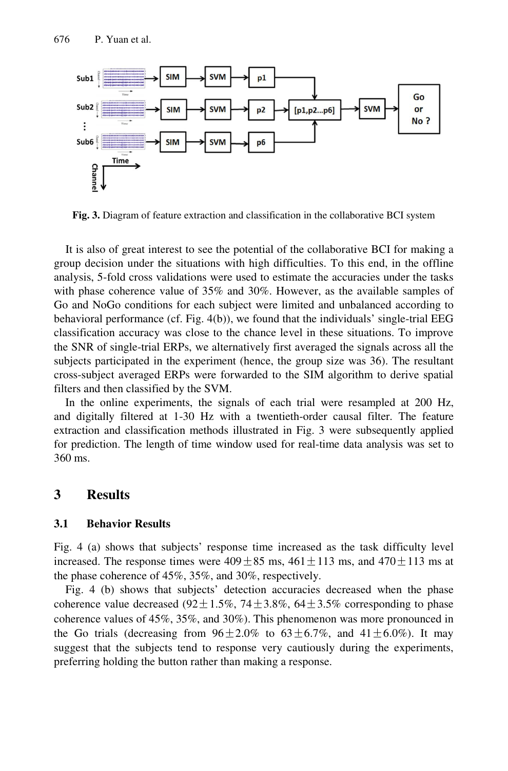**Fig. 3.** Diagram of feature extraction and classification in the collaborative BCI system

It is also of great interest to see the potential of the collaborative BCI for making a group decision under the situations with high difficulties. To this end, in the offline analysis, 5-fold cross validations were used to estimate the accuracies under the tasks with phase coherence value of 35% and 30%. However, as the available samples of Go and NoGo conditions for each subject were limited and unbalanced according to behavioral performance (cf. Fig. 4(b)), we found that the individuals' single-trial EEG classification accuracy was close to the chance level in these situations. To improve the SNR of single-trial ERPs, we alternatively first averaged the signals across all the subjects participated in the experiment (hence, the group size was 36). The resultant cross-subject averaged ERPs were forwarded to the SIM algorithm to derive spatial filters and then classified by the SVM.

In the online experiments, the signals of each trial were resampled at 200 Hz, and digitally filtered at 1-30 Hz with a twentieth-order causal filter. The feature extraction and classification methods illustrated in Fig. 3 were subsequently applied for prediction. The length of time window used for real-time data analysis was set to 360 ms.

## 3 Results

### 3.1 Behavior Results

Fig. 4 (a) shows that subjects' response time increased as the task difficulty level increased. The response times were $409 \pm 85$ ms, $461 \pm 113$ ms, and $470 \pm 113$ ms at the phase coherence of 45%, 35%, and 30%, respectively.

Fig. 4 (b) shows that subjects' detection accuracies decreased when the phase coherence value decreased ($92 \pm 1.5$%, $74 \pm 3.8$%, $64 \pm 3.5$% corresponding to phase coherence values of 45%, 35%, and 30%). This phenomenon was more pronounced in the Go trials (decreasing from $96 \pm 2.0$% to $63 \pm 6.7$%, and $41 \pm 6.0$%). It may suggest that the subjects tend to response very cautiously during the experiments, preferring holding the button rather than making a response.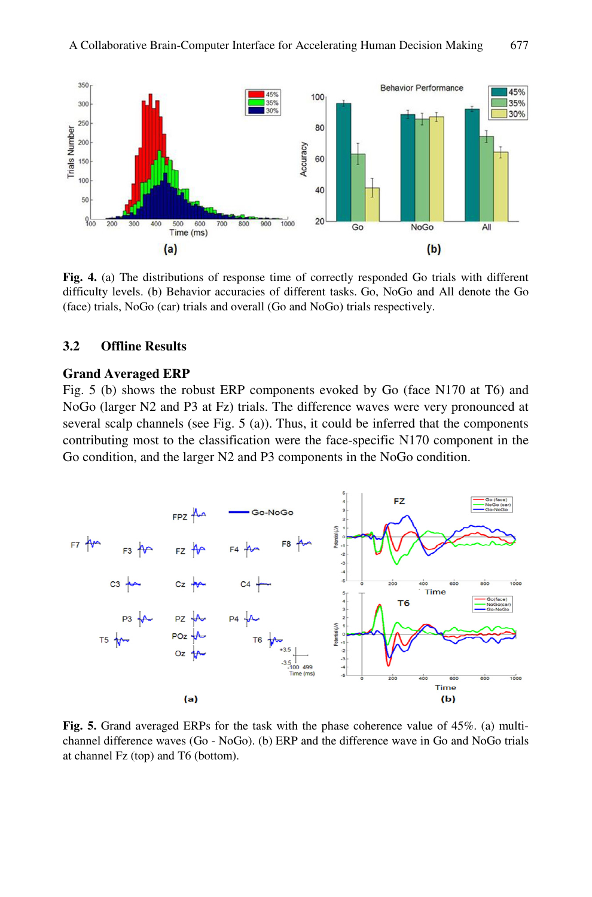**Fig. 4.** (a) The distributions of response time of correctly responded Go trials with different difficulty levels. (b) Behavior accuracies of different tasks. Go, NoGo and All denote the Go (face) trials, NoGo (car) trials and overall (Go and NoGo) trials respectively.

## 3.2 Offline Results

### Grand Averaged ERP

Fig. 5 (b) shows the robust ERP components evoked by Go (face N170 at T6) and NoGo (larger N2 and P3 at Fz) trials. The difference waves were very pronounced at several scalp channels (see Fig. 5 (a)). Thus, it could be inferred that the components contributing most to the classification were the face-specific N170 component in the Go condition, and the larger N2 and P3 components in the NoGo condition.

**Fig. 5.** Grand averaged ERPs for the task with the phase coherence value of 45%. (a) multi-channel difference waves (Go - NoGo). (b) ERP and the difference wave in Go and NoGo trials at channel Fz (top) and T6 (bottom).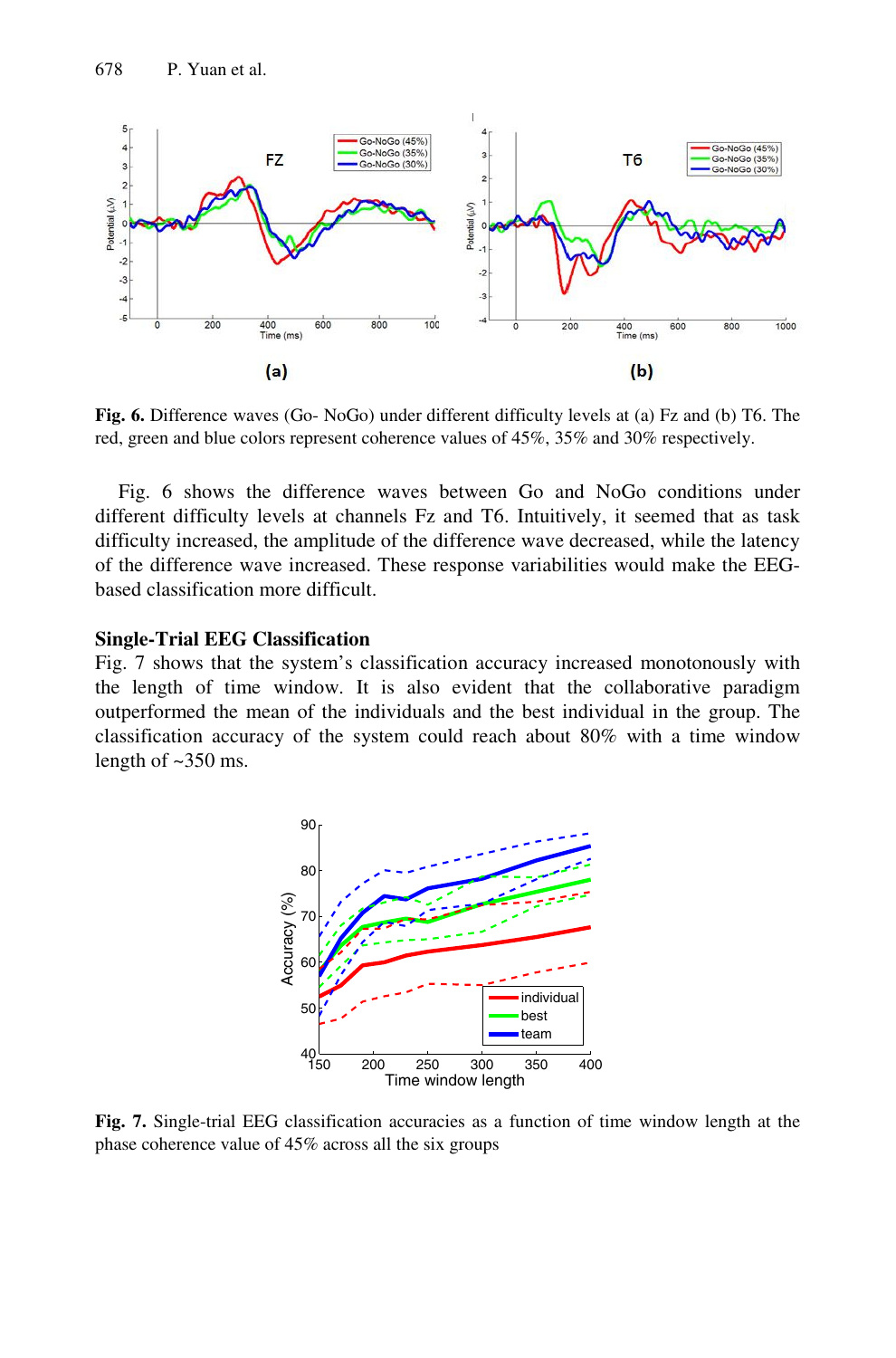**Fig. 6.** Difference waves (Go- NoGo) under different difficulty levels at (a) Fz and (b) T6. The red, green and blue colors represent coherence values of 45%, 35% and 30% respectively.

Fig. 6 shows the difference waves between Go and NoGo conditions under different difficulty levels at channels Fz and T6. Intuitively, it seemed that as task difficulty increased, the amplitude of the difference wave decreased, while the latency of the difference wave increased. These response variabilities would make the EEG-based classification more difficult.

**Single-Trial EEG Classification**

Fig. 7 shows that the system's classification accuracy increased monotonously with the length of time window. It is also evident that the collaborative paradigm outperformed the mean of the individuals and the best individual in the group. The classification accuracy of the system could reach about 80% with a time window length of ~350 ms.

**Fig. 7.** Single-trial EEG classification accuracies as a function of time window length at the phase coherence value of 45% across all the six groups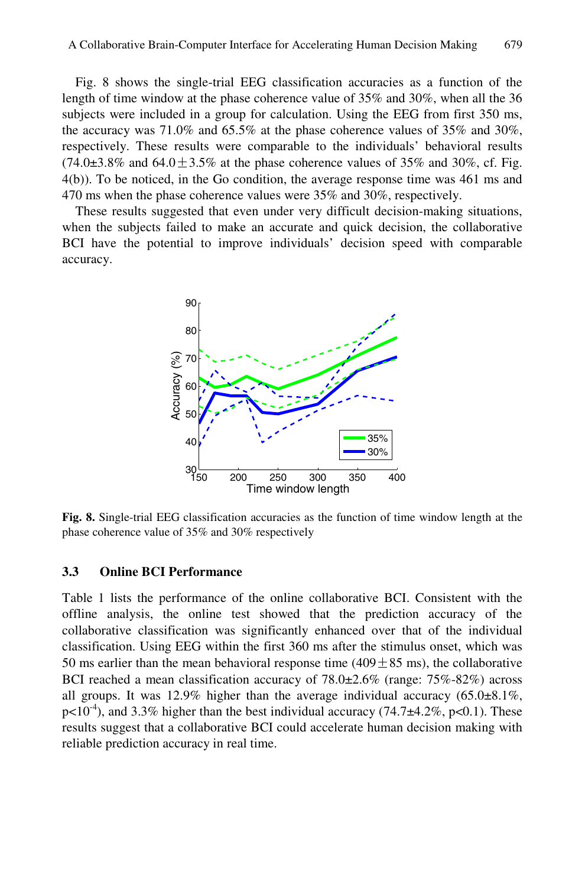Fig. 8 shows the single-trial EEG classification accuracies as a function of the length of time window at the phase coherence value of 35% and 30%, when all the 36 subjects were included in a group for calculation. Using the EEG from first 350 ms, the accuracy was 71.0% and 65.5% at the phase coherence values of 35% and 30%, respectively. These results were comparable to the individuals' behavioral results (74.0±3.8% and 64.0±3.5% at the phase coherence values of 35% and 30%, cf. Fig. 4(b)). To be noticed, in the Go condition, the average response time was 461 ms and 470 ms when the phase coherence values were 35% and 30%, respectively.

These results suggested that even under very difficult decision-making situations, when the subjects failed to make an accurate and quick decision, the collaborative BCI have the potential to improve individuals' decision speed with comparable accuracy.

**Fig. 8.** Single-trial EEG classification accuracies as the function of time window length at the phase coherence value of 35% and 30% respectively

### 3.3 Online BCI Performance

Table 1 lists the performance of the online collaborative BCI. Consistent with the offline analysis, the online test showed that the prediction accuracy of the collaborative classification was significantly enhanced over that of the individual classification. Using EEG within the first 360 ms after the stimulus onset, which was 50 ms earlier than the mean behavioral response time (409±85 ms), the collaborative BCI reached a mean classification accuracy of 78.0±2.6% (range: 75%-82%) across all groups. It was 12.9% higher than the average individual accuracy (65.0±8.1%, $p<10^{-4}$), and 3.3% higher than the best individual accuracy (74.7±4.2%, $p<0.1$). These results suggest that a collaborative BCI could accelerate human decision making with reliable prediction accuracy in real time.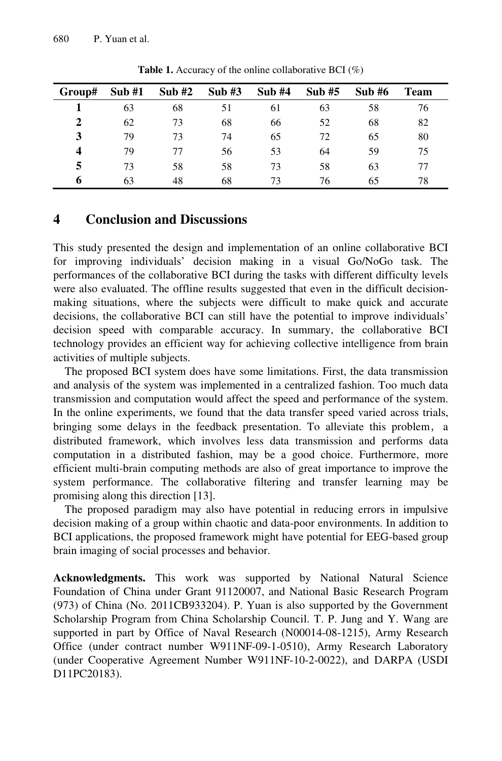**Table 1.** Accuracy of the online collaborative BCI (%)

| Group# | Sub #1 | Sub #2 | Sub #3 | Sub #4 | Sub #5 | Sub #6 | Team |
|---|---|---|---|---|---|---|---|
| **1** | 63 | 68 | 51 | 61 | 63 | 58 | 76 |
| **2** | 62 | 73 | 68 | 66 | 52 | 68 | 82 |
| **3** | 79 | 73 | 74 | 65 | 72 | 65 | 80 |
| **4** | 79 | 77 | 56 | 53 | 64 | 59 | 75 |
| **5** | 73 | 58 | 58 | 73 | 58 | 63 | 77 |
| **6** | 63 | 48 | 68 | 73 | 76 | 65 | 78 |

## 4 Conclusion and Discussions

This study presented the design and implementation of an online collaborative BCI for improving individuals' decision making in a visual Go/NoGo task. The performances of the collaborative BCI during the tasks with different difficulty levels were also evaluated. The offline results suggested that even in the difficult decision-making situations, where the subjects were difficult to make quick and accurate decisions, the collaborative BCI can still have the potential to improve individuals' decision speed with comparable accuracy. In summary, the collaborative BCI technology provides an efficient way for achieving collective intelligence from brain activities of multiple subjects.

The proposed BCI system does have some limitations. First, the data transmission and analysis of the system was implemented in a centralized fashion. Too much data transmission and computation would affect the speed and performance of the system. In the online experiments, we found that the data transfer speed varied across trials, bringing some delays in the feedback presentation. To alleviate this problem, a distributed framework, which involves less data transmission and performs data computation in a distributed fashion, may be a good choice. Furthermore, more efficient multi-brain computing methods are also of great importance to improve the system performance. The collaborative filtering and transfer learning may be promising along this direction [13].

The proposed paradigm may also have potential in reducing errors in impulsive decision making of a group within chaotic and data-poor environments. In addition to BCI applications, the proposed framework might have potential for EEG-based group brain imaging of social processes and behavior.

**Acknowledgments.** This work was supported by National Natural Science Foundation of China under Grant 91120007, and National Basic Research Program (973) of China (No. 2011CB933204). P. Yuan is also supported by the Government Scholarship Program from China Scholarship Council. T. P. Jung and Y. Wang are supported in part by Office of Naval Research (N00014-08-1215), Army Research Office (under contract number W911NF-09-1-0510), Army Research Laboratory (under Cooperative Agreement Number W911NF-10-2-0022), and DARPA (USDI D11PC20183).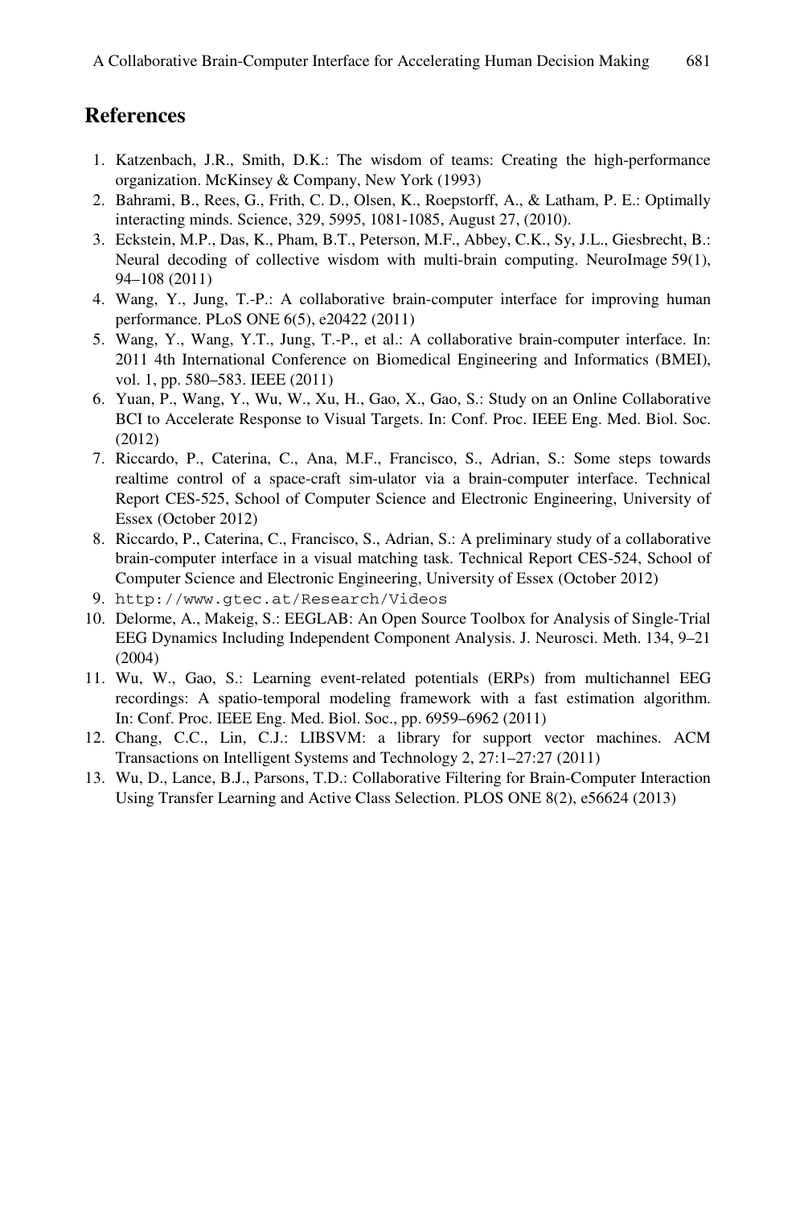## References

1. Katzenbach, J.R., Smith, D.K.: The wisdom of teams: Creating the high-performance organization. McKinsey & Company, New York (1993)
2. Bahrami, B., Rees, G., Frith, C. D., Olsen, K., Roepstorff, A., & Latham, P. E.: Optimally interacting minds. Science, 329, 5995, 1081-1085, August 27, (2010).
3. Eckstein, M.P., Das, K., Pham, B.T., Peterson, M.F., Abbey, C.K., Sy, J.L., Giesbrecht, B.: Neural decoding of collective wisdom with multi-brain computing. NeuroImage 59(1), 94–108 (2011)
4. Wang, Y., Jung, T.-P.: A collaborative brain-computer interface for improving human performance. PLoS ONE 6(5), e20422 (2011)
5. Wang, Y., Wang, Y.T., Jung, T.-P., et al.: A collaborative brain-computer interface. In: 2011 4th International Conference on Biomedical Engineering and Informatics (BMEI), vol. 1, pp. 580–583. IEEE (2011)
6. Yuan, P., Wang, Y., Wu, W., Xu, H., Gao, X., Gao, S.: Study on an Online Collaborative BCI to Accelerate Response to Visual Targets. In: Conf. Proc. IEEE Eng. Med. Biol. Soc. (2012)
7. Riccardo, P., Caterina, C., Ana, M.F., Francisco, S., Adrian, S.: Some steps towards realtime control of a space-craft sim-ulator via a brain-computer interface. Technical Report CES-525, School of Computer Science and Electronic Engineering, University of Essex (October 2012)
8. Riccardo, P., Caterina, C., Francisco, S., Adrian, S.: A preliminary study of a collaborative brain-computer interface in a visual matching task. Technical Report CES-524, School of Computer Science and Electronic Engineering, University of Essex (October 2012)
9. http://www.gtec.at/Research/Videos
10. Delorme, A., Makeig, S.: EEGLAB: An Open Source Toolbox for Analysis of Single-Trial EEG Dynamics Including Independent Component Analysis. J. Neurosci. Meth. 134, 9–21 (2004)
11. Wu, W., Gao, S.: Learning event-related potentials (ERPs) from multichannel EEG recordings: A spatio-temporal modeling framework with a fast estimation algorithm. In: Conf. Proc. IEEE Eng. Med. Biol. Soc., pp. 6959–6962 (2011)
12. Chang, C.C., Lin, C.J.: LIBSVM: a library for support vector machines. ACM Transactions on Intelligent Systems and Technology 2, 27:1–27:27 (2011)
13. Wu, D., Lance, B.J., Parsons, T.D.: Collaborative Filtering for Brain-Computer Interaction Using Transfer Learning and Active Class Selection. PLOS ONE 8(2), e56624 (2013)